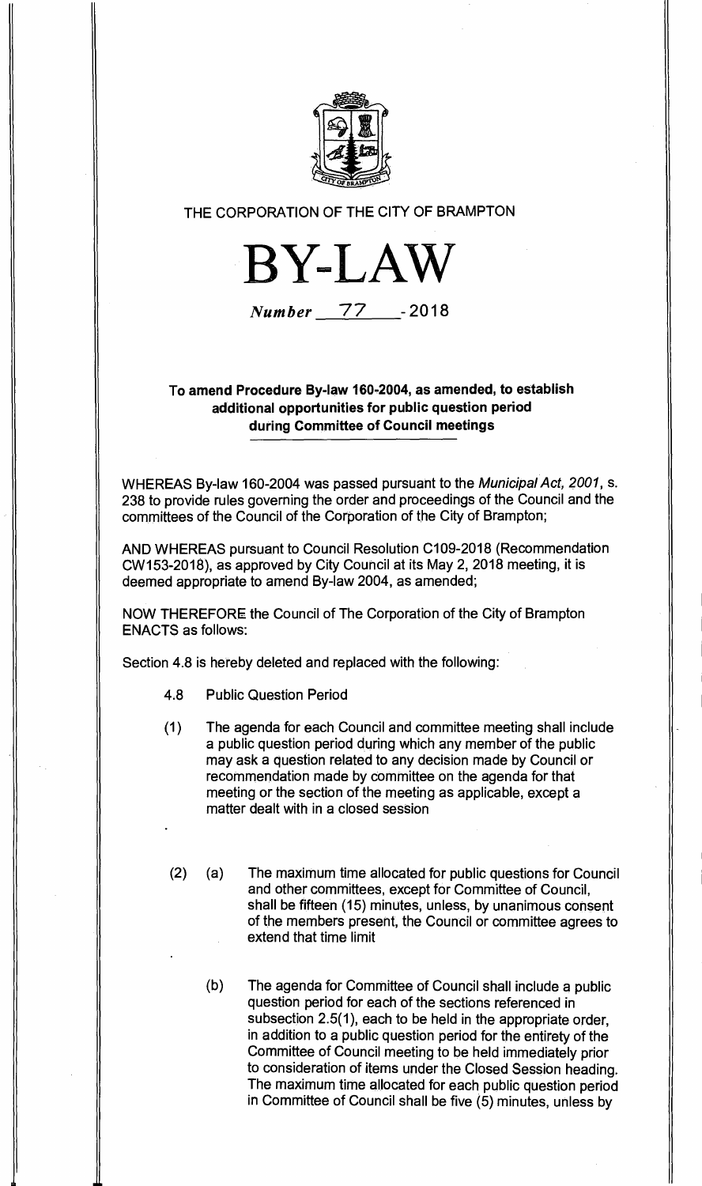THE CORPORATION OF THE CITY OF BRAMPTON

# BY-LAW

*Number* 77 - 2018

## To amend Procedure By-law 160-2004, as amended, to establish additional opportunities for public question period during Committee of Council meetings

WHEREAS By-law 160-2004 was passed pursuant to the *Municipal Act, 2001*, s. 238 to provide rules governing the order and proceedings of the Council and the committees of the Council of the Corporation of the City of Brampton;

AND WHEREAS pursuant to Council Resolution C109-2018 (Recommendation CW153-2018), as approved by City Council at its May 2, 2018 meeting, it is deemed appropriate to amend By-law 2004, as amended;

NOW THEREFORE the Council of The Corporation of the City of Brampton ENACTS as follows:

Section 4.8 is hereby deleted and replaced with the following:

4.8 Public Question Period

(1) The agenda for each Council and committee meeting shall include a public question period during which any member of the public may ask a question related to any decision made by Council or recommendation made by committee on the agenda for that meeting or the section of the meeting as applicable, except a matter dealt with in a closed session

(2) (a) The maximum time allocated for public questions for Council and other committees, except for Committee of Council, shall be fifteen (15) minutes, unless, by unanimous consent of the members present, the Council or committee agrees to extend that time limit

(b) The agenda for Committee of Council shall include a public question period for each of the sections referenced in subsection 2.5(1), each to be held in the appropriate order, in addition to a public question period for the entirety of the Committee of Council meeting to be held immediately prior to consideration of items under the Closed Session heading. The maximum time allocated for each public question period in Committee of Council shall be five (5) minutes, unless by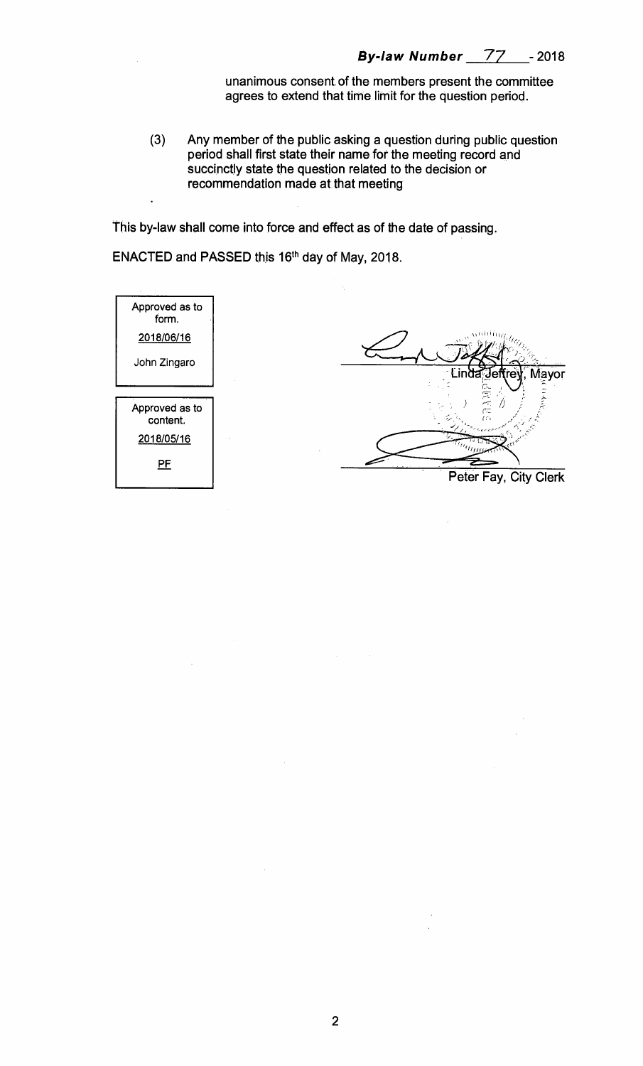unanimous consent of the members present the committee agrees to extend that time limit for the question period.

(3) Any member of the public asking a question during public question period shall first state their name for the meeting record and succinctly state the question related to the decision or recommendation made at that meeting

This by-law shall come into force and effect as of the date of passing.

ENACTED and PASSED this 16th day of May, 2018.

| |
|---|
| Approved as to form. |
| 2018/06/16 |
| John Zingaro |

| |
|---|
| Approved as to content. |
| 2018/05/16 |
| PF |

Linda Jeffrey, Mayor

Peter Fay, City Clerk